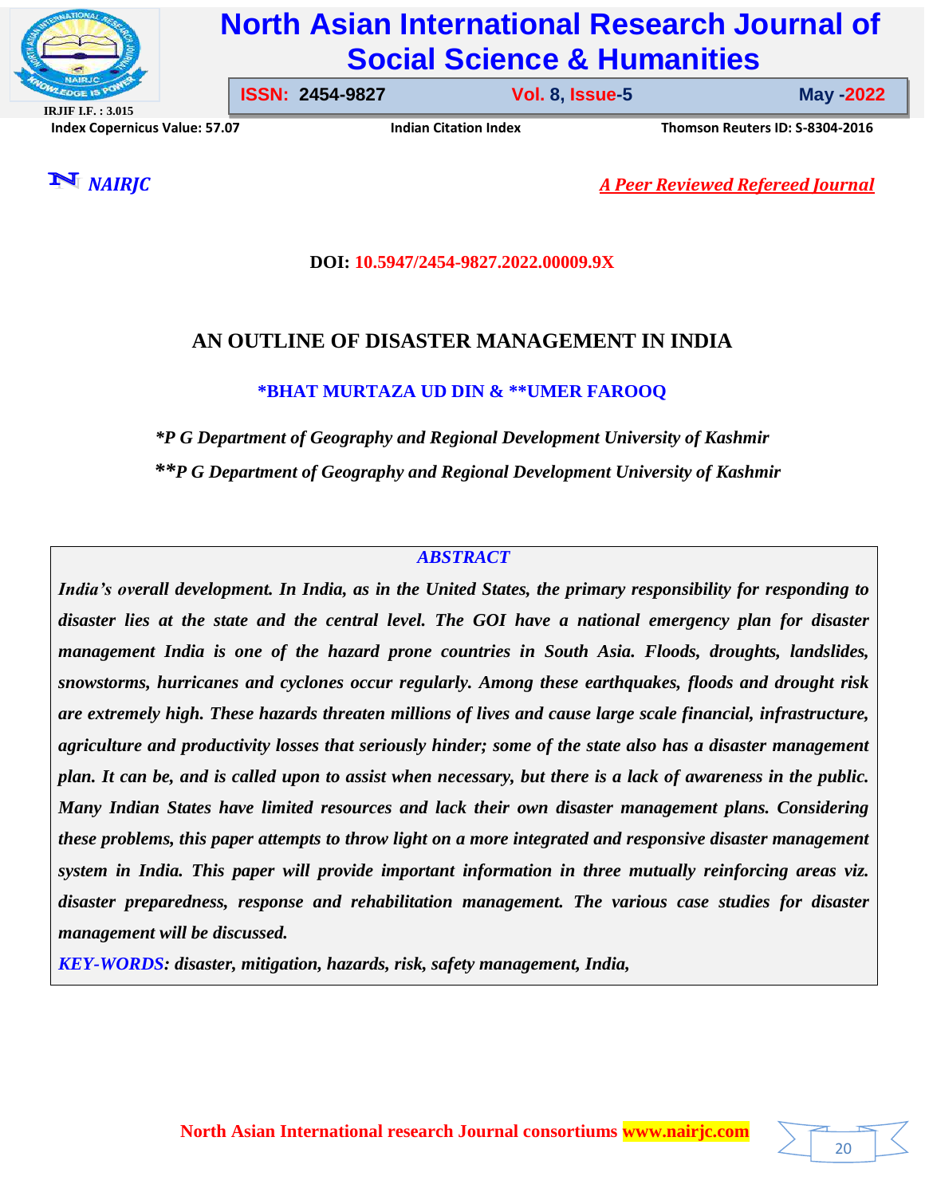DOI: 10.5947/2454-9827.2022.00009.9X

# AN OUTLINE OF DISASTER MANAGEMENT IN INDIA

**\*BHAT MURTAZA UD DIN & \*\*UMER FAROOQ**

*\*P G Department of Geography and Regional Development University of Kashmir*

*\*\*P G Department of Geography and Regional Development University of Kashmir*

## ABSTRACT

***India's overall development. In India, as in the United States, the primary responsibility for responding to disaster lies at the state and the central level. The GOI have a national emergency plan for disaster management India is one of the hazard prone countries in South Asia. Floods, droughts, landslides, snowstorms, hurricanes and cyclones occur regularly. Among these earthquakes, floods and drought risk are extremely high. These hazards threaten millions of lives and cause large scale financial, infrastructure, agriculture and productivity losses that seriously hinder; some of the state also has a disaster management plan. It can be, and is called upon to assist when necessary, but there is a lack of awareness in the public. Many Indian States have limited resources and lack their own disaster management plans. Considering these problems, this paper attempts to throw light on a more integrated and responsive disaster management system in India. This paper will provide important information in three mutually reinforcing areas viz. disaster preparedness, response and rehabilitation management. The various case studies for disaster management will be discussed.***

***KEY-WORDS: disaster, mitigation, hazards, risk, safety management, India,***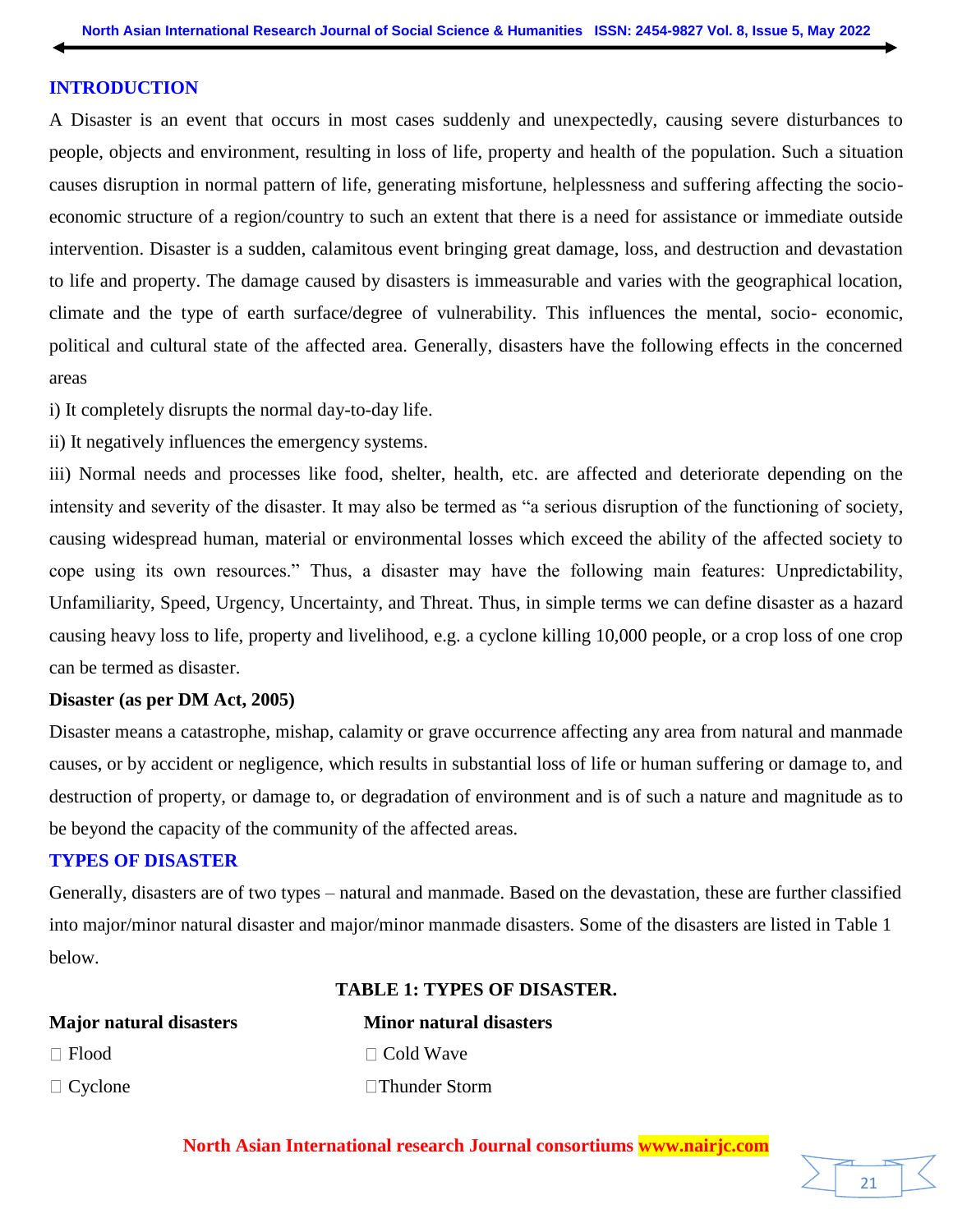## INTRODUCTION

A Disaster is an event that occurs in most cases suddenly and unexpectedly, causing severe disturbances to people, objects and environment, resulting in loss of life, property and health of the population. Such a situation causes disruption in normal pattern of life, generating misfortune, helplessness and suffering affecting the socio-economic structure of a region/country to such an extent that there is a need for assistance or immediate outside intervention. Disaster is a sudden, calamitous event bringing great damage, loss, and destruction and devastation to life and property. The damage caused by disasters is immeasurable and varies with the geographical location, climate and the type of earth surface/degree of vulnerability. This influences the mental, socio- economic, political and cultural state of the affected area. Generally, disasters have the following effects in the concerned areas

i) It completely disrupts the normal day-to-day life.

ii) It negatively influences the emergency systems.

iii) Normal needs and processes like food, shelter, health, etc. are affected and deteriorate depending on the intensity and severity of the disaster. It may also be termed as "a serious disruption of the functioning of society, causing widespread human, material or environmental losses which exceed the ability of the affected society to cope using its own resources." Thus, a disaster may have the following main features: Unpredictability, Unfamiliarity, Speed, Urgency, Uncertainty, and Threat. Thus, in simple terms we can define disaster as a hazard causing heavy loss to life, property and livelihood, e.g. a cyclone killing 10,000 people, or a crop loss of one crop can be termed as disaster.

**Disaster (as per DM Act, 2005)**

Disaster means a catastrophe, mishap, calamity or grave occurrence affecting any area from natural and manmade causes, or by accident or negligence, which results in substantial loss of life or human suffering or damage to, and destruction of property, or damage to, or degradation of environment and is of such a nature and magnitude as to be beyond the capacity of the community of the affected areas.

## TYPES OF DISASTER

Generally, disasters are of two types – natural and manmade. Based on the devastation, these are further classified into major/minor natural disaster and major/minor manmade disasters. Some of the disasters are listed in Table 1 below.

**TABLE 1: TYPES OF DISASTER.**

| Major natural disasters | Minor natural disasters |
|---|---|
| Flood | Cold Wave |
| Cyclone | Thunder Storm |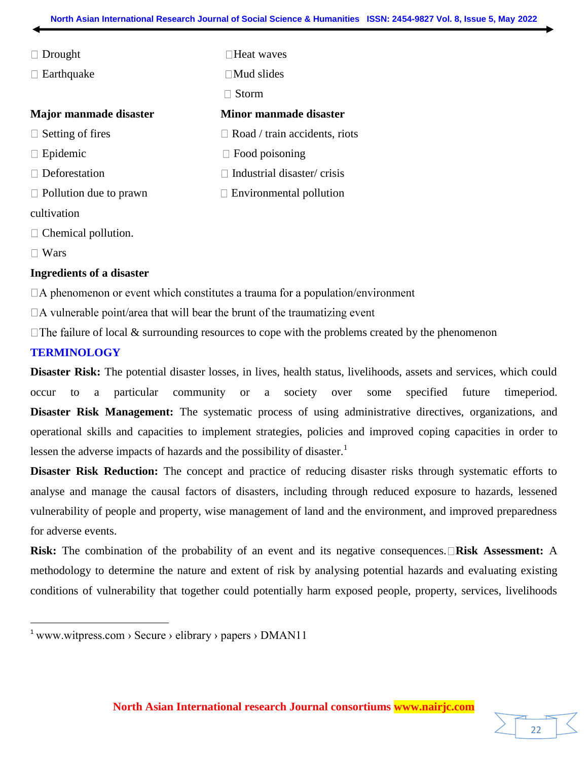- Drought
- Earthquake
- Heat waves
- Mud slides
- Storm

**Major manmade disaster**

- Setting of fires
- Epidemic
- Deforestation
- Pollution due to prawn cultivation
- Chemical pollution.
- Wars

**Minor manmade disaster**

- Road / train accidents, riots
- Food poisoning
- Industrial disaster/ crisis
- Environmental pollution

**Ingredients of a disaster**

- A phenomenon or event which constitutes a trauma for a population/environment
- A vulnerable point/area that will bear the brunt of the traumatizing event
- The failure of local & surrounding resources to cope with the problems created by the phenomenon

## TERMINOLOGY

**Disaster Risk:** The potential disaster losses, in lives, health status, livelihoods, assets and services, which could occur to a particular community or a society over some specified future timeperiod. **Disaster Risk Management:** The systematic process of using administrative directives, organizations, and operational skills and capacities to implement strategies, policies and improved coping capacities in order to lessen the adverse impacts of hazards and the possibility of disaster.[1]

**Disaster Risk Reduction:** The concept and practice of reducing disaster risks through systematic efforts to analyse and manage the causal factors of disasters, including through reduced exposure to hazards, lessened vulnerability of people and property, wise management of land and the environment, and improved preparedness for adverse events.

**Risk:** The combination of the probability of an event and its negative consequences. **Risk Assessment:** A methodology to determine the nature and extent of risk by analysing potential hazards and evaluating existing conditions of vulnerability that together could potentially harm exposed people, property, services, livelihoods

---

[1] www.witpress.com › Secure › elibrary › papers › DMAN11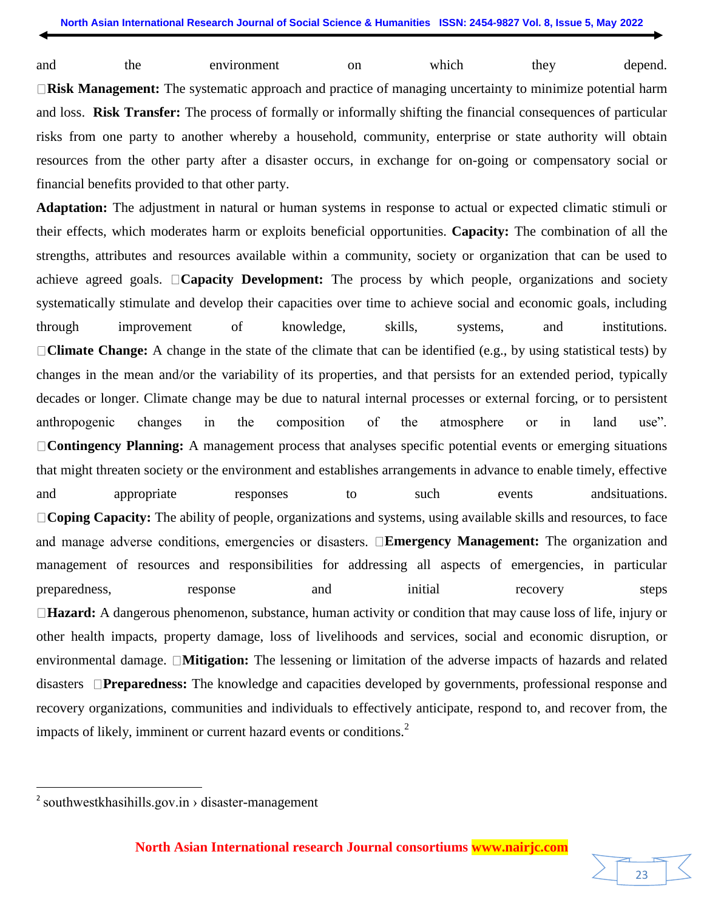and the environment on which they depend.

**Risk Management:** The systematic approach and practice of managing uncertainty to minimize potential harm and loss. **Risk Transfer:** The process of formally or informally shifting the financial consequences of particular risks from one party to another whereby a household, community, enterprise or state authority will obtain resources from the other party after a disaster occurs, in exchange for on-going or compensatory social or financial benefits provided to that other party.

**Adaptation:** The adjustment in natural or human systems in response to actual or expected climatic stimuli or their effects, which moderates harm or exploits beneficial opportunities. **Capacity:** The combination of all the strengths, attributes and resources available within a community, society or organization that can be used to achieve agreed goals. **Capacity Development:** The process by which people, organizations and society systematically stimulate and develop their capacities over time to achieve social and economic goals, including through improvement of knowledge, skills, systems, and institutions.

**Climate Change:** A change in the state of the climate that can be identified (e.g., by using statistical tests) by changes in the mean and/or the variability of its properties, and that persists for an extended period, typically decades or longer. Climate change may be due to natural internal processes or external forcing, or to persistent anthropogenic changes in the composition of the atmosphere or in land use".

**Contingency Planning:** A management process that analyses specific potential events or emerging situations that might threaten society or the environment and establishes arrangements in advance to enable timely, effective and appropriate responses to such events andsituations.

**Coping Capacity:** The ability of people, organizations and systems, using available skills and resources, to face and manage adverse conditions, emergencies or disasters. **Emergency Management:** The organization and management of resources and responsibilities for addressing all aspects of emergencies, in particular preparedness, response and initial recovery steps

**Hazard:** A dangerous phenomenon, substance, human activity or condition that may cause loss of life, injury or other health impacts, property damage, loss of livelihoods and services, social and economic disruption, or environmental damage. **Mitigation:** The lessening or limitation of the adverse impacts of hazards and related disasters **Preparedness:** The knowledge and capacities developed by governments, professional response and recovery organizations, communities and individuals to effectively anticipate, respond to, and recover from, the impacts of likely, imminent or current hazard events or conditions.[2]

---

[2] southwestkhasihills.gov.in › disaster-management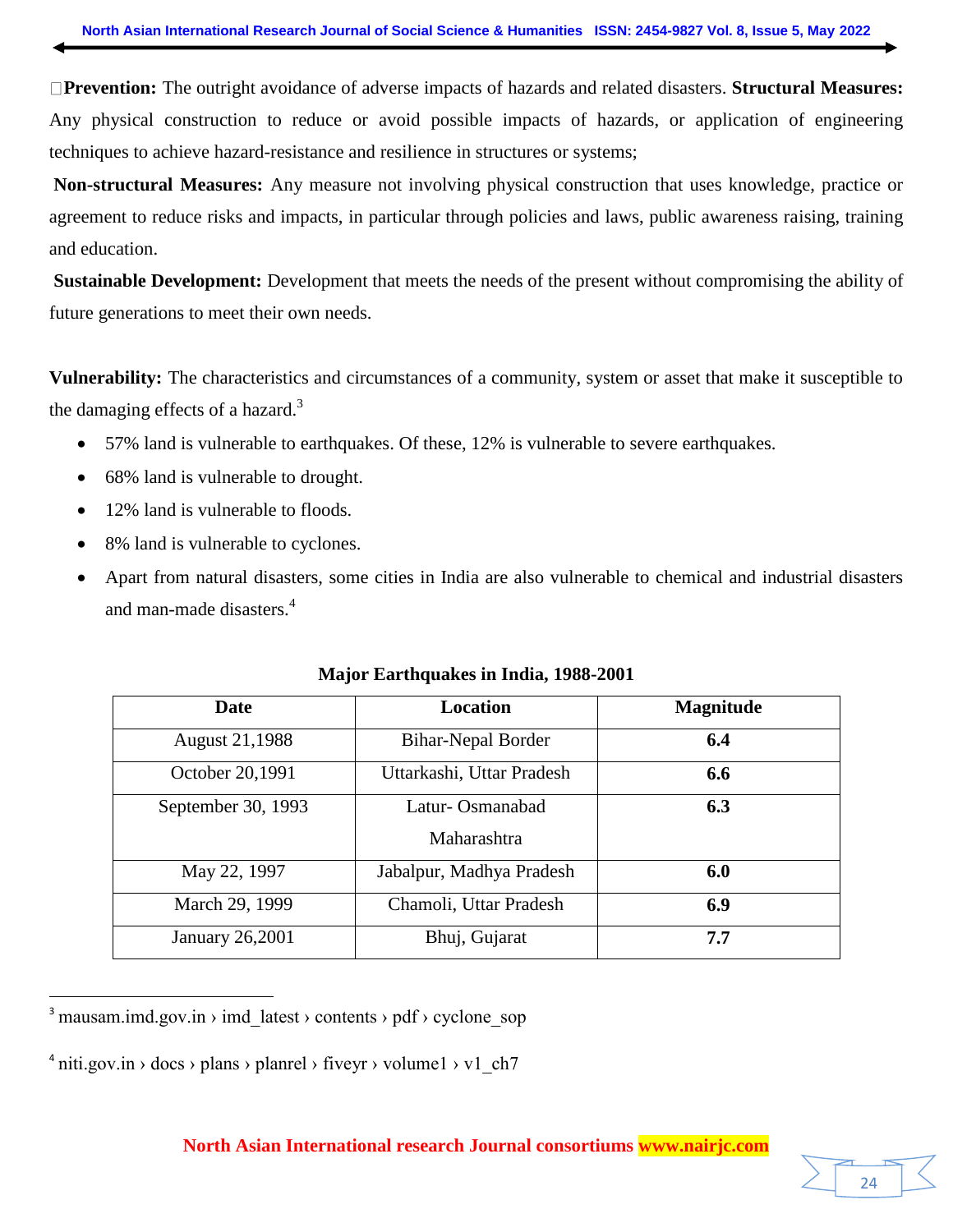**Prevention:** The outright avoidance of adverse impacts of hazards and related disasters. **Structural Measures:** Any physical construction to reduce or avoid possible impacts of hazards, or application of engineering techniques to achieve hazard-resistance and resilience in structures or systems;

**Non-structural Measures:** Any measure not involving physical construction that uses knowledge, practice or agreement to reduce risks and impacts, in particular through policies and laws, public awareness raising, training and education.

**Sustainable Development:** Development that meets the needs of the present without compromising the ability of future generations to meet their own needs.

**Vulnerability:** The characteristics and circumstances of a community, system or asset that make it susceptible to the damaging effects of a hazard.[3]

- 57% land is vulnerable to earthquakes. Of these, 12% is vulnerable to severe earthquakes.
- 68% land is vulnerable to drought.
- 12% land is vulnerable to floods.
- 8% land is vulnerable to cyclones.
- Apart from natural disasters, some cities in India are also vulnerable to chemical and industrial disasters and man-made disasters.[4]

**Major Earthquakes in India, 1988-2001**

| Date | Location | Magnitude |
|---|---|---|
| August 21,1988 | Bihar-Nepal Border | **6.4** |
| October 20,1991 | Uttarkashi, Uttar Pradesh | **6.6** |
| September 30, 1993 | Latur- Osmanabad Maharashtra | **6.3** |
| May 22, 1997 | Jabalpur, Madhya Pradesh | **6.0** |
| March 29, 1999 | Chamoli, Uttar Pradesh | **6.9** |
| January 26,2001 | Bhuj, Gujarat | **7.7** |

---

[3] mausam.imd.gov.in › imd_latest › contents › pdf › cyclone_sop

[4] niti.gov.in › docs › plans › planrel › fiveyr › volume1 › v1_ch7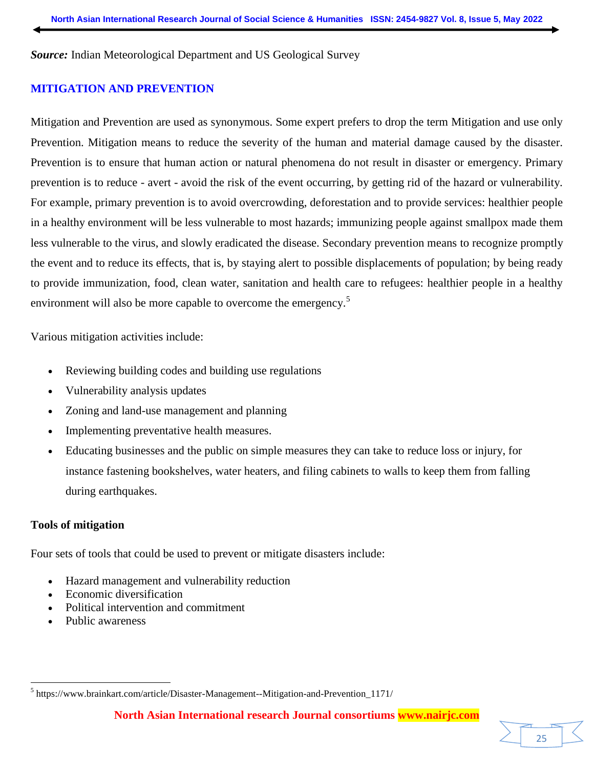***Source:*** Indian Meteorological Department and US Geological Survey

## MITIGATION AND PREVENTION

Mitigation and Prevention are used as synonymous. Some expert prefers to drop the term Mitigation and use only Prevention. Mitigation means to reduce the severity of the human and material damage caused by the disaster. Prevention is to ensure that human action or natural phenomena do not result in disaster or emergency. Primary prevention is to reduce - avert - avoid the risk of the event occurring, by getting rid of the hazard or vulnerability. For example, primary prevention is to avoid overcrowding, deforestation and to provide services: healthier people in a healthy environment will be less vulnerable to most hazards; immunizing people against smallpox made them less vulnerable to the virus, and slowly eradicated the disease. Secondary prevention means to recognize promptly the event and to reduce its effects, that is, by staying alert to possible displacements of population; by being ready to provide immunization, food, clean water, sanitation and health care to refugees: healthier people in a healthy environment will also be more capable to overcome the emergency.[5]

Various mitigation activities include:

- Reviewing building codes and building use regulations
- Vulnerability analysis updates
- Zoning and land-use management and planning
- Implementing preventative health measures.
- Educating businesses and the public on simple measures they can take to reduce loss or injury, for instance fastening bookshelves, water heaters, and filing cabinets to walls to keep them from falling during earthquakes.

### Tools of mitigation

Four sets of tools that could be used to prevent or mitigate disasters include:

- Hazard management and vulnerability reduction
- Economic diversification
- Political intervention and commitment
- Public awareness

[5] https://www.brainkart.com/article/Disaster-Management--Mitigation-and-Prevention_1171/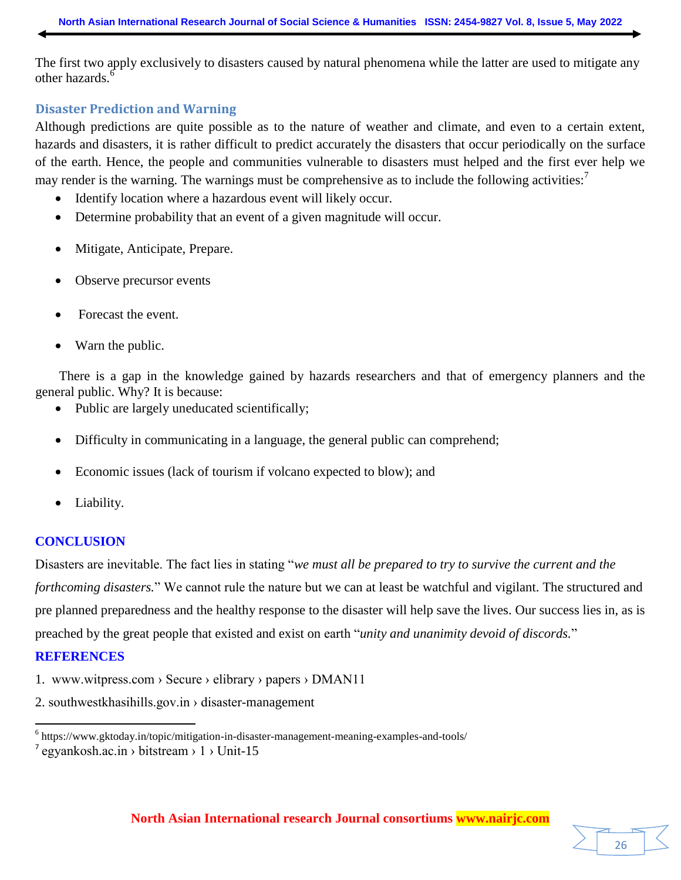The first two apply exclusively to disasters caused by natural phenomena while the latter are used to mitigate any other hazards.[6]

### Disaster Prediction and Warning

Although predictions are quite possible as to the nature of weather and climate, and even to a certain extent, hazards and disasters, it is rather difficult to predict accurately the disasters that occur periodically on the surface of the earth. Hence, the people and communities vulnerable to disasters must helped and the first ever help we may render is the warning. The warnings must be comprehensive as to include the following activities:[7]

- Identify location where a hazardous event will likely occur.
- Determine probability that an event of a given magnitude will occur.
- Mitigate, Anticipate, Prepare.
- Observe precursor events
- Forecast the event.
- Warn the public.

There is a gap in the knowledge gained by hazards researchers and that of emergency planners and the general public. Why? It is because:

- Public are largely uneducated scientifically;
- Difficulty in communicating in a language, the general public can comprehend;
- Economic issues (lack of tourism if volcano expected to blow); and
- Liability.

## CONCLUSION

Disasters are inevitable. The fact lies in stating "*we must all be prepared to try to survive the current and the forthcoming disasters.*" We cannot rule the nature but we can at least be watchful and vigilant. The structured and pre planned preparedness and the healthy response to the disaster will help save the lives. Our success lies in, as is preached by the great people that existed and exist on earth "*unity and unanimity devoid of discords.*"

## REFERENCES

1. www.witpress.com › Secure › elibrary › papers › DMAN11
2. southwestkhasihills.gov.in › disaster-management

---

[6] https://www.gktoday.in/topic/mitigation-in-disaster-management-meaning-examples-and-tools/

[7] egyankosh.ac.in › bitstream › 1 › Unit-15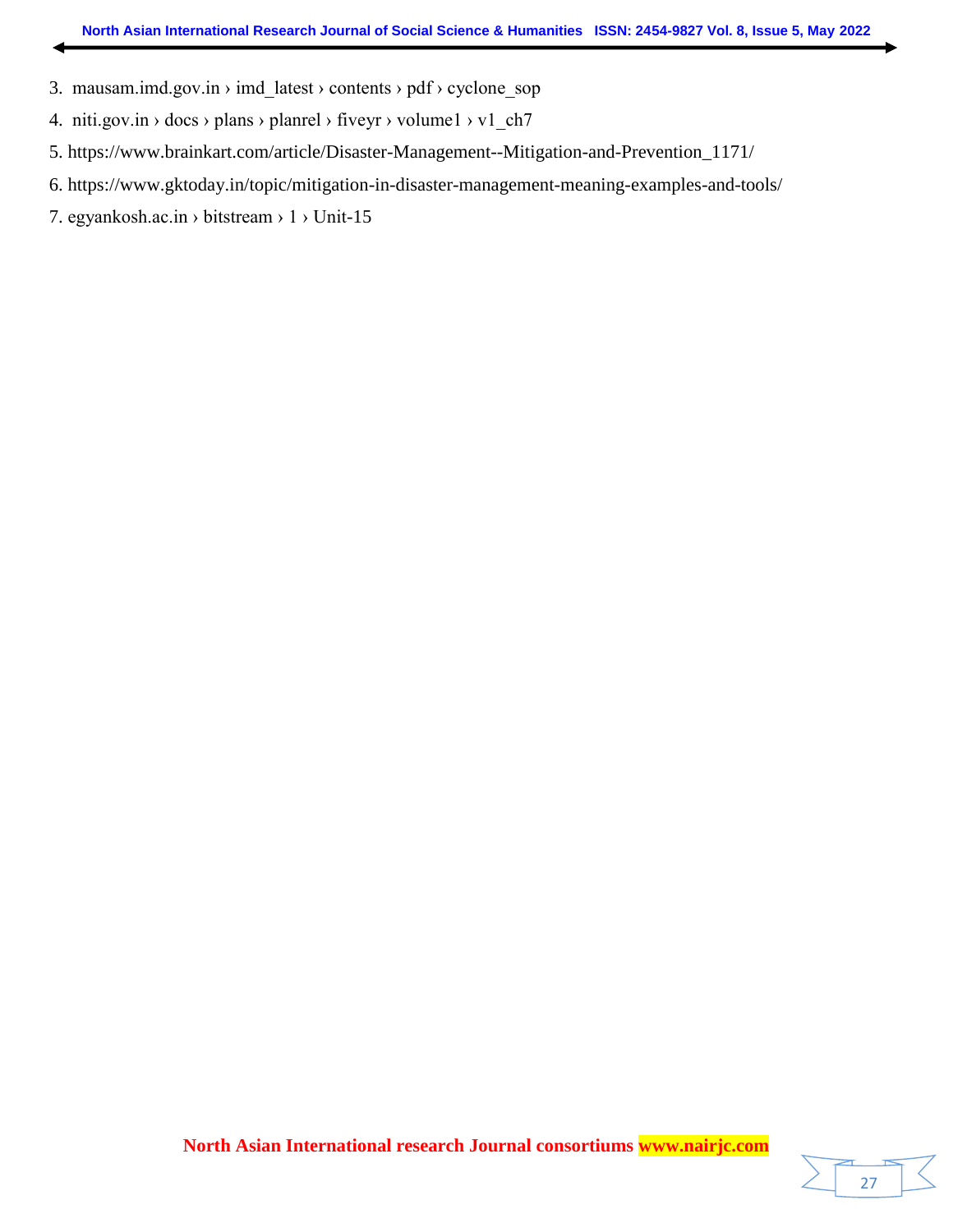3. mausam.imd.gov.in › imd_latest › contents › pdf › cyclone_sop
4. niti.gov.in › docs › plans › planrel › fiveyr › volume1 › v1_ch7
5. https://www.brainkart.com/article/Disaster-Management--Mitigation-and-Prevention_1171/
6. https://www.gktoday.in/topic/mitigation-in-disaster-management-meaning-examples-and-tools/
7. egyankosh.ac.in › bitstream › 1 › Unit-15